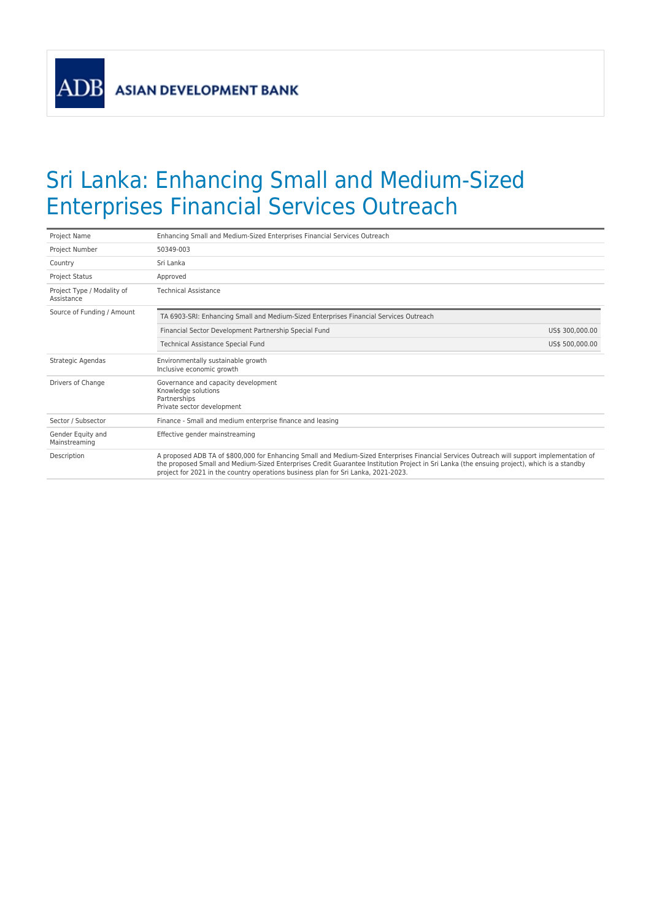ADB **ASIAN DEVELOPMENT BANK**

# Sri Lanka: Enhancing Small and Medium-Sized Enterprises Financial Services Outreach

| | | |
|---|---|---|
| Project Name | Enhancing Small and Medium-Sized Enterprises Financial Services Outreach | |
| Project Number | 50349-003 | |
| Country | Sri Lanka | |
| Project Status | Approved | |
| Project Type / Modality of Assistance | Technical Assistance | |
| Source of Funding / Amount | TA 6903-SRI: Enhancing Small and Medium-Sized Enterprises Financial Services Outreach | |
| | Financial Sector Development Partnership Special Fund | US$ 300,000.00 |
| | Technical Assistance Special Fund | US$ 500,000.00 |
| Strategic Agendas | Environmentally sustainable growth<br>Inclusive economic growth | |
| Drivers of Change | Governance and capacity development<br>Knowledge solutions<br>Partnerships<br>Private sector development | |
| Sector / Subsector | Finance - Small and medium enterprise finance and leasing | |
| Gender Equity and Mainstreaming | Effective gender mainstreaming | |
| Description | A proposed ADB TA of $800,000 for Enhancing Small and Medium-Sized Enterprises Financial Services Outreach will support implementation of the proposed Small and Medium-Sized Enterprises Credit Guarantee Institution Project in Sri Lanka (the ensuing project), which is a standby project for 2021 in the country operations business plan for Sri Lanka, 2021-2023. | |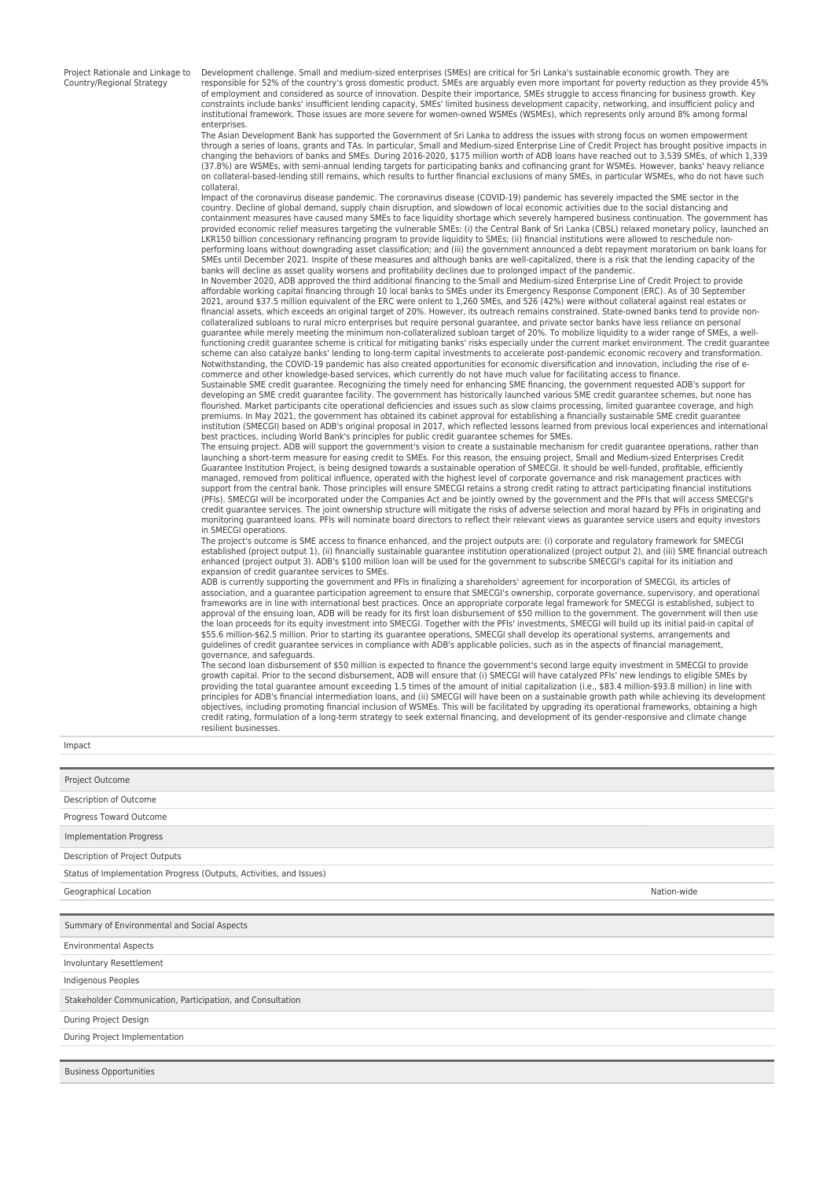| | |
|---|---|
| Project Rationale and Linkage to Country/Regional Strategy | Development challenge. Small and medium-sized enterprises (SMEs) are critical for Sri Lanka's sustainable economic growth. They are responsible for 52% of the country's gross domestic product. SMEs are arguably even more important for poverty reduction as they provide 45% of employment and considered as source of innovation. Despite their importance, SMEs struggle to access financing for business growth. Key constraints include banks' insufficient lending capacity, SMEs' limited business development capacity, networking, and insufficient policy and institutional framework. Those issues are more severe for women-owned WSMEs (WSMEs), which represents only around 8% among formal enterprises.<br><br>The Asian Development Bank has supported the Government of Sri Lanka to address the issues with strong focus on women empowerment through a series of loans, grants and TAs. In particular, Small and Medium-sized Enterprise Line of Credit Project has brought positive impacts in changing the behaviors of banks and SMEs. During 2016-2020, $175 million worth of ADB loans have reached out to 3,539 SMEs, of which 1,339 (37.8%) are WSMEs, with semi-annual lending targets for participating banks and cofinancing grant for WSMEs. However, banks' heavy reliance on collateral-based-lending still remains, which results to further financial exclusions of many SMEs, in particular WSMEs, who do not have such collateral.<br><br>Impact of the coronavirus disease pandemic. The coronavirus disease (COVID-19) pandemic has severely impacted the SME sector in the country. Decline of global demand, supply chain disruption, and slowdown of local economic activities due to the social distancing and containment measures have caused many SMEs to face liquidity shortage which severely hampered business continuation. The government has provided economic relief measures targeting the vulnerable SMEs: (i) the Central Bank of Sri Lanka (CBSL) relaxed monetary policy, launched an LKR150 billion concessionary refinancing program to provide liquidity to SMEs; (ii) financial institutions were allowed to reschedule non-performing loans without downgrading asset classification; and (iii) the government announced a debt repayment moratorium on bank loans for SMEs until December 2021. Inspite of these measures and although banks are well-capitalized, there is a risk that the lending capacity of the banks will decline as asset quality worsens and profitability declines due to prolonged impact of the pandemic.<br><br>In November 2020, ADB approved the third additional financing to the Small and Medium-sized Enterprise Line of Credit Project to provide affordable working capital financing through 10 local banks to SMEs under its Emergency Response Component (ERC). As of 30 September 2021, around $37.5 million equivalent of the ERC were onlent to 1,260 SMEs, and 526 (42%) were without collateral against real estates or financial assets, which exceeds an original target of 20%. However, its outreach remains constrained. State-owned banks tend to provide non-collateralized subloans to rural micro enterprises but require personal guarantee, and private sector banks have less reliance on personal guarantee while merely meeting the minimum non-collateralized subloan target of 20%. To mobilize liquidity to a wider range of SMEs, a well-functioning credit guarantee scheme is critical for mitigating banks' risks especially under the current market environment. The credit guarantee scheme can also catalyze banks' lending to long-term capital investments to accelerate post-pandemic economic recovery and transformation. Notwithstanding, the COVID-19 pandemic has also created opportunities for economic diversification and innovation, including the rise of e-commerce and other knowledge-based services, which currently do not have much value for facilitating access to finance.<br><br>Sustainable SME credit guarantee. Recognizing the timely need for enhancing SME financing, the government requested ADB's support for developing an SME credit guarantee facility. The government has historically launched various SME credit guarantee schemes, but none has flourished. Market participants cite operational deficiencies and issues such as slow claims processing, limited guarantee coverage, and high premiums. In May 2021, the government has obtained its cabinet approval for establishing a financially sustainable SME credit guarantee institution (SMECGI) based on ADB's original proposal in 2017, which reflected lessons learned from previous local experiences and international best practices, including World Bank's principles for public credit guarantee schemes for SMEs.<br><br>The ensuing project. ADB will support the government's vision to create a sustainable mechanism for credit guarantee operations, rather than launching a short-term measure for easing credit to SMEs. For this reason, the ensuing project, Small and Medium-sized Enterprises Credit Guarantee Institution Project, is being designed towards a sustainable operation of SMECGI. It should be well-funded, profitable, efficiently managed, removed from political influence, operated with the highest level of corporate governance and risk management practices with support from the central bank. Those principles will ensure SMECGI retains a strong credit rating to attract participating financial institutions (PFIs). SMECGI will be incorporated under the Companies Act and be jointly owned by the government and the PFIs that will access SMECGI's credit guarantee services. The joint ownership structure will mitigate the risks of adverse selection and moral hazard by PFIs in originating and monitoring guaranteed loans. PFIs will nominate board directors to reflect their relevant views as guarantee service users and equity investors in SMECGI operations.<br><br>The project's outcome is SME access to finance enhanced, and the project outputs are: (i) corporate and regulatory framework for SMECGI established (project output 1), (ii) financially sustainable guarantee institution operationalized (project output 2), and (iii) SME financial outreach enhanced (project output 3). ADB's $100 million loan will be used for the government to subscribe SMECGI's capital for its initiation and expansion of credit guarantee services to SMEs.<br><br>ADB is currently supporting the government and PFIs in finalizing a shareholders' agreement for incorporation of SMECGI, its articles of association, and a guarantee participation agreement to ensure that SMECGI's ownership, corporate governance, supervisory, and operational frameworks are in line with international best practices. Once an appropriate corporate legal framework for SMECGI is established, subject to approval of the ensuing loan, ADB will be ready for its first loan disbursement of $50 million to the government. The government will then use the loan proceeds for its equity investment into SMECGI. Together with the PFIs' investments, SMECGI will build up its initial paid-in capital of $55.6 million-$62.5 million. Prior to starting its guarantee operations, SMECGI shall develop its operational systems, arrangements and guidelines of credit guarantee services in compliance with ADB's applicable policies, such as in the aspects of financial management, governance, and safeguards.<br><br>The second loan disbursement of $50 million is expected to finance the government's second large equity investment in SMECGI to provide growth capital. Prior to the second disbursement, ADB will ensure that (i) SMECGI will have catalyzed PFIs' new lendings to eligible SMEs by providing the total guarantee amount exceeding 1.5 times of the amount of initial capitalization (i.e., $83.4 million-$93.8 million) in line with principles for ADB's financial intermediation loans, and (ii) SMECGI will have been on a sustainable growth path while achieving its development objectives, including promoting financial inclusion of WSMEs. This will be facilitated by upgrading its operational frameworks, obtaining a high credit rating, formulation of a long-term strategy to seek external financing, and development of its gender-responsive and climate change resilient businesses. |
| Impact | |

| | |
|---|---|
| Project Outcome | |
| Description of Outcome | |
| Progress Toward Outcome | |
| Implementation Progress | |
| Description of Project Outputs | |
| Status of Implementation Progress (Outputs, Activities, and Issues) | |
| Geographical Location | Nation-wide |

| |
|---|
| Summary of Environmental and Social Aspects |
| Environmental Aspects |
| Involuntary Resettlement |
| Indigenous Peoples |
| Stakeholder Communication, Participation, and Consultation |
| During Project Design |
| During Project Implementation |

| |
|---|
| Business Opportunities |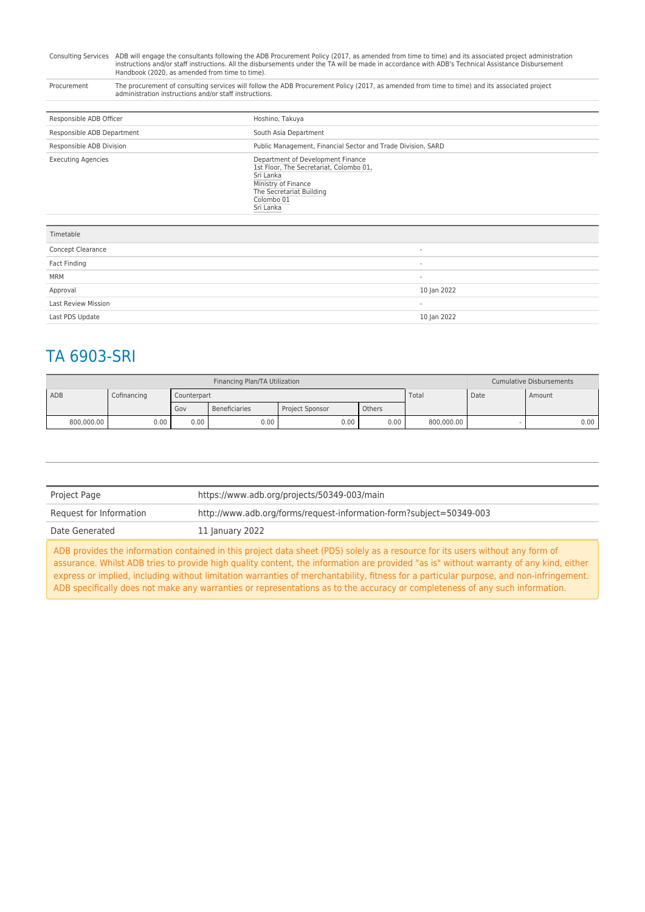| | |
|---|---|
| Consulting Services | ADB will engage the consultants following the ADB Procurement Policy (2017, as amended from time to time) and its associated project administration instructions and/or staff instructions. All the disbursements under the TA will be made in accordance with ADB's Technical Assistance Disbursement Handbook (2020, as amended from time to time). |
| Procurement | The procurement of consulting services will follow the ADB Procurement Policy (2017, as amended from time to time) and its associated project administration instructions and/or staff instructions. |

| | |
|---|---|
| Responsible ADB Officer | Hoshino, Takuya |
| Responsible ADB Department | South Asia Department |
| Responsible ADB Division | Public Management, Financial Sector and Trade Division, SARD |
| Executing Agencies | Department of Development Finance<br>1st Floor, The Secretariat, Colombo 01,<br>Sri Lanka<br>Ministry of Finance<br>The Secretariat Building<br>Colombo 01<br>Sri Lanka |

| Timetable | |
|---|---|
| Concept Clearance | - |
| Fact Finding | - |
| MRM | - |
| Approval | 10 Jan 2022 |
| Last Review Mission | - |
| Last PDS Update | 10 Jan 2022 |

## TA 6903-SRI

| Financing Plan/TA Utilization | | | | | | | Cumulative Disbursements | |
|---|---|---|---|---|---|---|---|---|
| ADB | Cofinancing | Counterpart | | | | Total | Date | Amount |
| | | Gov | Beneficiaries | Project Sponsor | Others | | | |
| 800,000.00 | 0.00 | 0.00 | 0.00 | 0.00 | 0.00 | 800,000.00 | - | 0.00 |

| | |
|---|---|
| Project Page | https://www.adb.org/projects/50349-003/main |
| Request for Information | http://www.adb.org/forms/request-information-form?subject=50349-003 |
| Date Generated | 11 January 2022 |

ADB provides the information contained in this project data sheet (PDS) solely as a resource for its users without any form of assurance. Whilst ADB tries to provide high quality content, the information are provided "as is" without warranty of any kind, either express or implied, including without limitation warranties of merchantability, fitness for a particular purpose, and non-infringement. ADB specifically does not make any warranties or representations as to the accuracy or completeness of any such information.